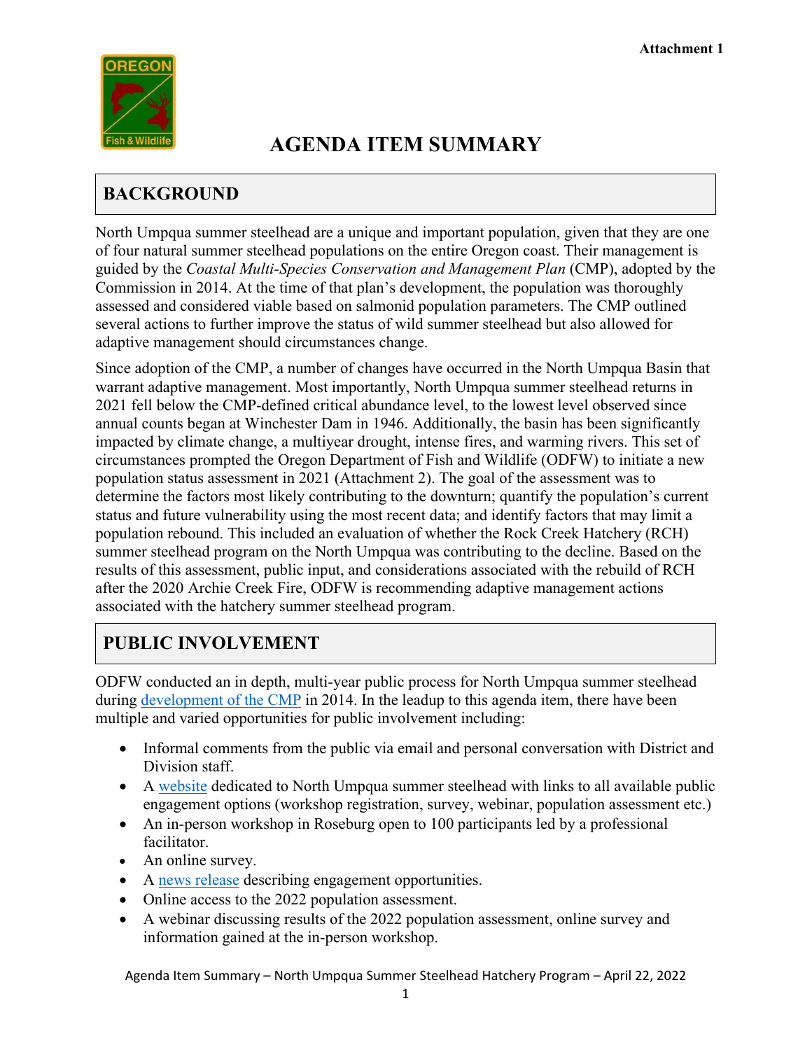Attachment 1

# AGENDA ITEM SUMMARY

## BACKGROUND

North Umpqua summer steelhead are a unique and important population, given that they are one of four natural summer steelhead populations on the entire Oregon coast. Their management is guided by the *Coastal Multi-Species Conservation and Management Plan* (CMP), adopted by the Commission in 2014. At the time of that plan's development, the population was thoroughly assessed and considered viable based on salmonid population parameters. The CMP outlined several actions to further improve the status of wild summer steelhead but also allowed for adaptive management should circumstances change.

Since adoption of the CMP, a number of changes have occurred in the North Umpqua Basin that warrant adaptive management. Most importantly, North Umpqua summer steelhead returns in 2021 fell below the CMP-defined critical abundance level, to the lowest level observed since annual counts began at Winchester Dam in 1946. Additionally, the basin has been significantly impacted by climate change, a multiyear drought, intense fires, and warming rivers. This set of circumstances prompted the Oregon Department of Fish and Wildlife (ODFW) to initiate a new population status assessment in 2021 (Attachment 2). The goal of the assessment was to determine the factors most likely contributing to the downturn; quantify the population's current status and future vulnerability using the most recent data; and identify factors that may limit a population rebound. This included an evaluation of whether the Rock Creek Hatchery (RCH) summer steelhead program on the North Umpqua was contributing to the decline. Based on the results of this assessment, public input, and considerations associated with the rebuild of RCH after the 2020 Archie Creek Fire, ODFW is recommending adaptive management actions associated with the hatchery summer steelhead program.

## PUBLIC INVOLVEMENT

ODFW conducted an in depth, multi-year public process for North Umpqua summer steelhead during development of the CMP in 2014. In the leadup to this agenda item, there have been multiple and varied opportunities for public involvement including:

- Informal comments from the public via email and personal conversation with District and Division staff.
- A website dedicated to North Umpqua summer steelhead with links to all available public engagement options (workshop registration, survey, webinar, population assessment etc.)
- An in-person workshop in Roseburg open to 100 participants led by a professional facilitator.
- An online survey.
- A news release describing engagement opportunities.
- Online access to the 2022 population assessment.
- A webinar discussing results of the 2022 population assessment, online survey and information gained at the in-person workshop.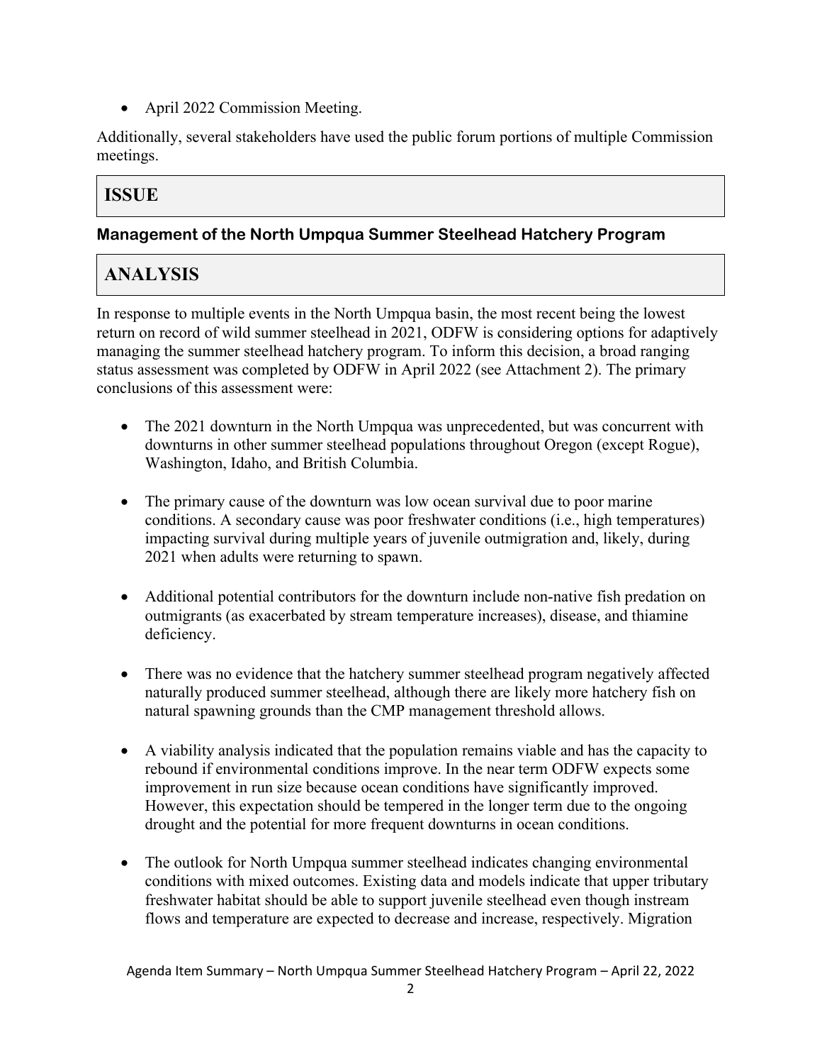- April 2022 Commission Meeting.

Additionally, several stakeholders have used the public forum portions of multiple Commission meetings.

## ISSUE

### Management of the North Umpqua Summer Steelhead Hatchery Program

## ANALYSIS

In response to multiple events in the North Umpqua basin, the most recent being the lowest return on record of wild summer steelhead in 2021, ODFW is considering options for adaptively managing the summer steelhead hatchery program. To inform this decision, a broad ranging status assessment was completed by ODFW in April 2022 (see Attachment 2). The primary conclusions of this assessment were:

- The 2021 downturn in the North Umpqua was unprecedented, but was concurrent with downturns in other summer steelhead populations throughout Oregon (except Rogue), Washington, Idaho, and British Columbia.

- The primary cause of the downturn was low ocean survival due to poor marine conditions. A secondary cause was poor freshwater conditions (i.e., high temperatures) impacting survival during multiple years of juvenile outmigration and, likely, during 2021 when adults were returning to spawn.

- Additional potential contributors for the downturn include non-native fish predation on outmigrants (as exacerbated by stream temperature increases), disease, and thiamine deficiency.

- There was no evidence that the hatchery summer steelhead program negatively affected naturally produced summer steelhead, although there are likely more hatchery fish on natural spawning grounds than the CMP management threshold allows.

- A viability analysis indicated that the population remains viable and has the capacity to rebound if environmental conditions improve. In the near term ODFW expects some improvement in run size because ocean conditions have significantly improved. However, this expectation should be tempered in the longer term due to the ongoing drought and the potential for more frequent downturns in ocean conditions.

- The outlook for North Umpqua summer steelhead indicates changing environmental conditions with mixed outcomes. Existing data and models indicate that upper tributary freshwater habitat should be able to support juvenile steelhead even though instream flows and temperature are expected to decrease and increase, respectively. Migration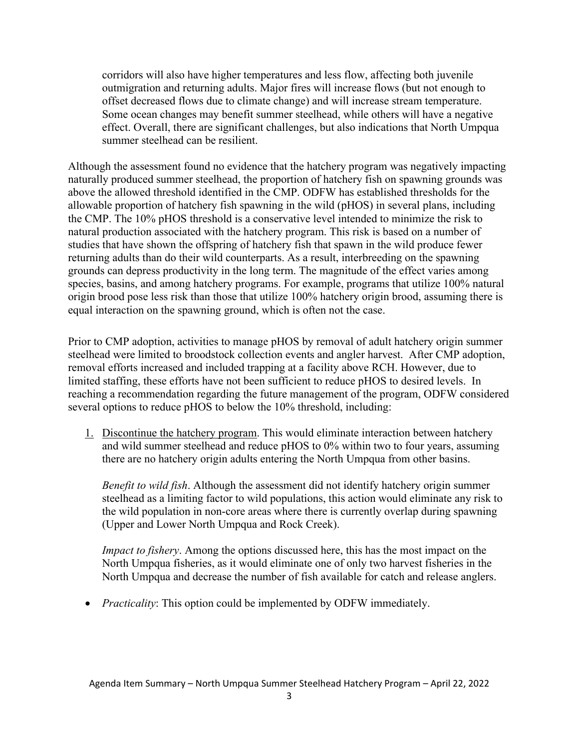corridors will also have higher temperatures and less flow, affecting both juvenile outmigration and returning adults. Major fires will increase flows (but not enough to offset decreased flows due to climate change) and will increase stream temperature. Some ocean changes may benefit summer steelhead, while others will have a negative effect. Overall, there are significant challenges, but also indications that North Umpqua summer steelhead can be resilient.

Although the assessment found no evidence that the hatchery program was negatively impacting naturally produced summer steelhead, the proportion of hatchery fish on spawning grounds was above the allowed threshold identified in the CMP. ODFW has established thresholds for the allowable proportion of hatchery fish spawning in the wild (pHOS) in several plans, including the CMP. The 10% pHOS threshold is a conservative level intended to minimize the risk to natural production associated with the hatchery program. This risk is based on a number of studies that have shown the offspring of hatchery fish that spawn in the wild produce fewer returning adults than do their wild counterparts. As a result, interbreeding on the spawning grounds can depress productivity in the long term. The magnitude of the effect varies among species, basins, and among hatchery programs. For example, programs that utilize 100% natural origin brood pose less risk than those that utilize 100% hatchery origin brood, assuming there is equal interaction on the spawning ground, which is often not the case.

Prior to CMP adoption, activities to manage pHOS by removal of adult hatchery origin summer steelhead were limited to broodstock collection events and angler harvest. After CMP adoption, removal efforts increased and included trapping at a facility above RCH. However, due to limited staffing, these efforts have not been sufficient to reduce pHOS to desired levels. In reaching a recommendation regarding the future management of the program, ODFW considered several options to reduce pHOS to below the 10% threshold, including:

1. Discontinue the hatchery program. This would eliminate interaction between hatchery and wild summer steelhead and reduce pHOS to 0% within two to four years, assuming there are no hatchery origin adults entering the North Umpqua from other basins.

   *Benefit to wild fish*. Although the assessment did not identify hatchery origin summer steelhead as a limiting factor to wild populations, this action would eliminate any risk to the wild population in non-core areas where there is currently overlap during spawning (Upper and Lower North Umpqua and Rock Creek).

   *Impact to fishery*. Among the options discussed here, this has the most impact on the North Umpqua fisheries, as it would eliminate one of only two harvest fisheries in the North Umpqua and decrease the number of fish available for catch and release anglers.

- *Practicality*: This option could be implemented by ODFW immediately.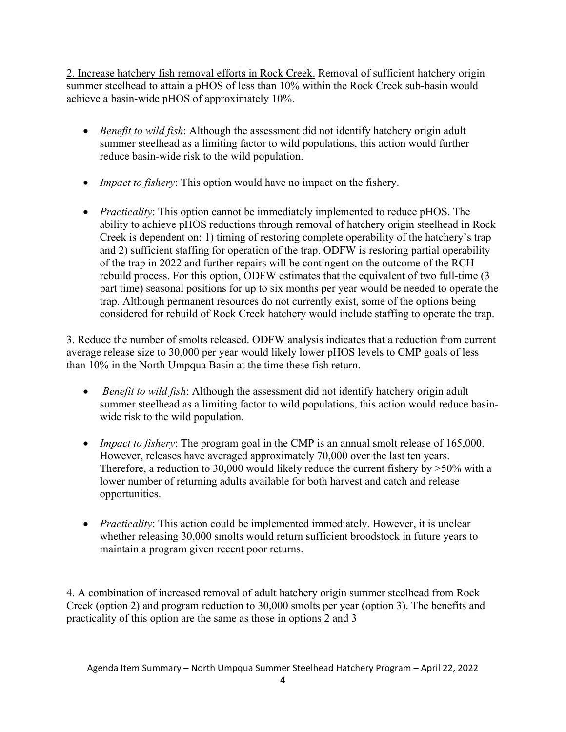2. <u>Increase hatchery fish removal efforts in Rock Creek.</u> Removal of sufficient hatchery origin summer steelhead to attain a pHOS of less than 10% within the Rock Creek sub-basin would achieve a basin-wide pHOS of approximately 10%.

- *Benefit to wild fish*: Although the assessment did not identify hatchery origin adult summer steelhead as a limiting factor to wild populations, this action would further reduce basin-wide risk to the wild population.

- *Impact to fishery*: This option would have no impact on the fishery.

- *Practicality*: This option cannot be immediately implemented to reduce pHOS. The ability to achieve pHOS reductions through removal of hatchery origin steelhead in Rock Creek is dependent on: 1) timing of restoring complete operability of the hatchery's trap and 2) sufficient staffing for operation of the trap. ODFW is restoring partial operability of the trap in 2022 and further repairs will be contingent on the outcome of the RCH rebuild process. For this option, ODFW estimates that the equivalent of two full-time (3 part time) seasonal positions for up to six months per year would be needed to operate the trap. Although permanent resources do not currently exist, some of the options being considered for rebuild of Rock Creek hatchery would include staffing to operate the trap.

3. Reduce the number of smolts released. ODFW analysis indicates that a reduction from current average release size to 30,000 per year would likely lower pHOS levels to CMP goals of less than 10% in the North Umpqua Basin at the time these fish return.

- *Benefit to wild fish*: Although the assessment did not identify hatchery origin adult summer steelhead as a limiting factor to wild populations, this action would reduce basin-wide risk to the wild population.

- *Impact to fishery*: The program goal in the CMP is an annual smolt release of 165,000. However, releases have averaged approximately 70,000 over the last ten years. Therefore, a reduction to 30,000 would likely reduce the current fishery by >50% with a lower number of returning adults available for both harvest and catch and release opportunities.

- *Practicality*: This action could be implemented immediately. However, it is unclear whether releasing 30,000 smolts would return sufficient broodstock in future years to maintain a program given recent poor returns.

4. A combination of increased removal of adult hatchery origin summer steelhead from Rock Creek (option 2) and program reduction to 30,000 smolts per year (option 3). The benefits and practicality of this option are the same as those in options 2 and 3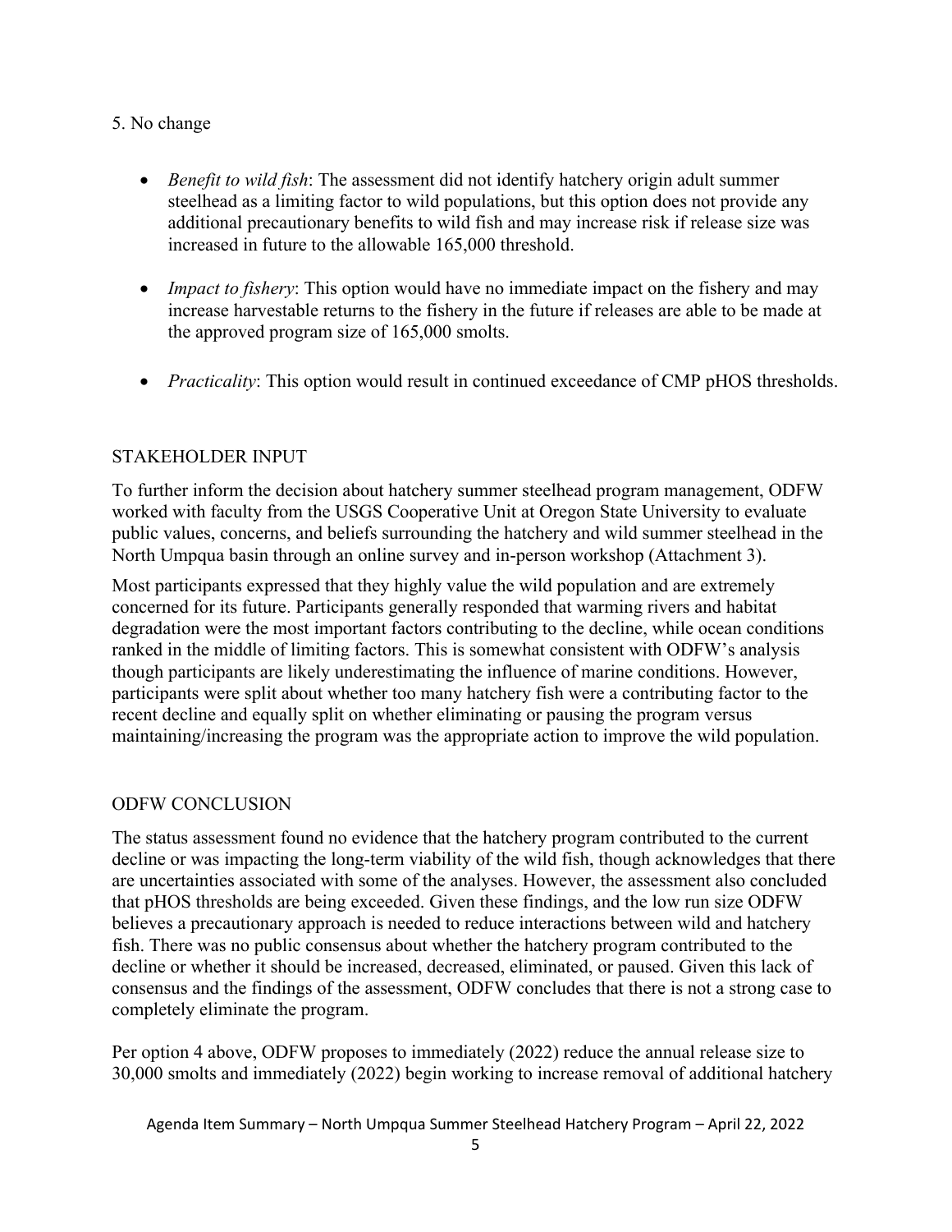5. No change

- *Benefit to wild fish*: The assessment did not identify hatchery origin adult summer steelhead as a limiting factor to wild populations, but this option does not provide any additional precautionary benefits to wild fish and may increase risk if release size was increased in future to the allowable 165,000 threshold.

- *Impact to fishery*: This option would have no immediate impact on the fishery and may increase harvestable returns to the fishery in the future if releases are able to be made at the approved program size of 165,000 smolts.

- *Practicality*: This option would result in continued exceedance of CMP pHOS thresholds.

## STAKEHOLDER INPUT

To further inform the decision about hatchery summer steelhead program management, ODFW worked with faculty from the USGS Cooperative Unit at Oregon State University to evaluate public values, concerns, and beliefs surrounding the hatchery and wild summer steelhead in the North Umpqua basin through an online survey and in-person workshop (Attachment 3).

Most participants expressed that they highly value the wild population and are extremely concerned for its future. Participants generally responded that warming rivers and habitat degradation were the most important factors contributing to the decline, while ocean conditions ranked in the middle of limiting factors. This is somewhat consistent with ODFW's analysis though participants are likely underestimating the influence of marine conditions. However, participants were split about whether too many hatchery fish were a contributing factor to the recent decline and equally split on whether eliminating or pausing the program versus maintaining/increasing the program was the appropriate action to improve the wild population.

## ODFW CONCLUSION

The status assessment found no evidence that the hatchery program contributed to the current decline or was impacting the long-term viability of the wild fish, though acknowledges that there are uncertainties associated with some of the analyses. However, the assessment also concluded that pHOS thresholds are being exceeded. Given these findings, and the low run size ODFW believes a precautionary approach is needed to reduce interactions between wild and hatchery fish. There was no public consensus about whether the hatchery program contributed to the decline or whether it should be increased, decreased, eliminated, or paused. Given this lack of consensus and the findings of the assessment, ODFW concludes that there is not a strong case to completely eliminate the program.

Per option 4 above, ODFW proposes to immediately (2022) reduce the annual release size to 30,000 smolts and immediately (2022) begin working to increase removal of additional hatchery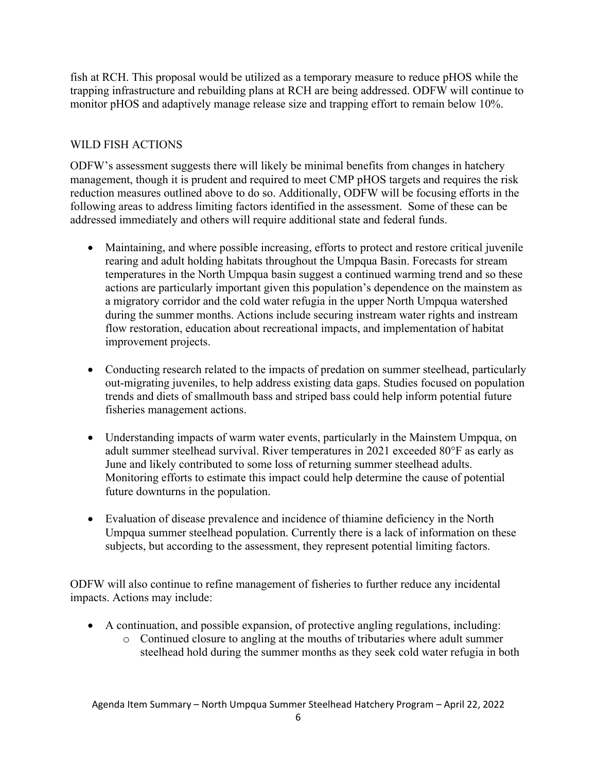fish at RCH. This proposal would be utilized as a temporary measure to reduce pHOS while the trapping infrastructure and rebuilding plans at RCH are being addressed. ODFW will continue to monitor pHOS and adaptively manage release size and trapping effort to remain below 10%.

## WILD FISH ACTIONS

ODFW's assessment suggests there will likely be minimal benefits from changes in hatchery management, though it is prudent and required to meet CMP pHOS targets and requires the risk reduction measures outlined above to do so. Additionally, ODFW will be focusing efforts in the following areas to address limiting factors identified in the assessment. Some of these can be addressed immediately and others will require additional state and federal funds.

- Maintaining, and where possible increasing, efforts to protect and restore critical juvenile rearing and adult holding habitats throughout the Umpqua Basin. Forecasts for stream temperatures in the North Umpqua basin suggest a continued warming trend and so these actions are particularly important given this population's dependence on the mainstem as a migratory corridor and the cold water refugia in the upper North Umpqua watershed during the summer months. Actions include securing instream water rights and instream flow restoration, education about recreational impacts, and implementation of habitat improvement projects.

- Conducting research related to the impacts of predation on summer steelhead, particularly out-migrating juveniles, to help address existing data gaps. Studies focused on population trends and diets of smallmouth bass and striped bass could help inform potential future fisheries management actions.

- Understanding impacts of warm water events, particularly in the Mainstem Umpqua, on adult summer steelhead survival. River temperatures in 2021 exceeded 80°F as early as June and likely contributed to some loss of returning summer steelhead adults. Monitoring efforts to estimate this impact could help determine the cause of potential future downturns in the population.

- Evaluation of disease prevalence and incidence of thiamine deficiency in the North Umpqua summer steelhead population. Currently there is a lack of information on these subjects, but according to the assessment, they represent potential limiting factors.

ODFW will also continue to refine management of fisheries to further reduce any incidental impacts. Actions may include:

- A continuation, and possible expansion, of protective angling regulations, including:
  - Continued closure to angling at the mouths of tributaries where adult summer steelhead hold during the summer months as they seek cold water refugia in both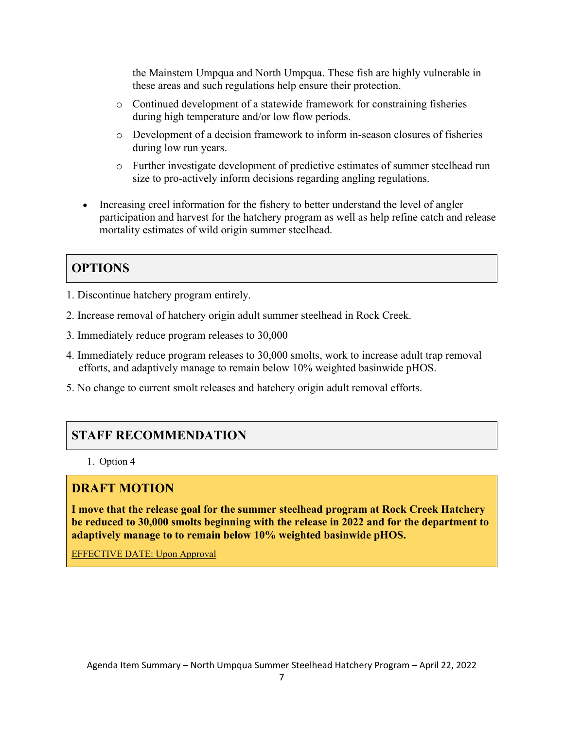the Mainstem Umpqua and North Umpqua. These fish are highly vulnerable in these areas and such regulations help ensure their protection.

  - Continued development of a statewide framework for constraining fisheries during high temperature and/or low flow periods.
  - Development of a decision framework to inform in-season closures of fisheries during low run years.
  - Further investigate development of predictive estimates of summer steelhead run size to pro-actively inform decisions regarding angling regulations.

- Increasing creel information for the fishery to better understand the level of angler participation and harvest for the hatchery program as well as help refine catch and release mortality estimates of wild origin summer steelhead.

## OPTIONS

1. Discontinue hatchery program entirely.
2. Increase removal of hatchery origin adult summer steelhead in Rock Creek.
3. Immediately reduce program releases to 30,000
4. Immediately reduce program releases to 30,000 smolts, work to increase adult trap removal efforts, and adaptively manage to remain below 10% weighted basinwide pHOS.
5. No change to current smolt releases and hatchery origin adult removal efforts.

## STAFF RECOMMENDATION

1. Option 4

## DRAFT MOTION

**I move that the release goal for the summer steelhead program at Rock Creek Hatchery be reduced to 30,000 smolts beginning with the release in 2022 and for the department to adaptively manage to to remain below 10% weighted basinwide pHOS.**

EFFECTIVE DATE: Upon Approval